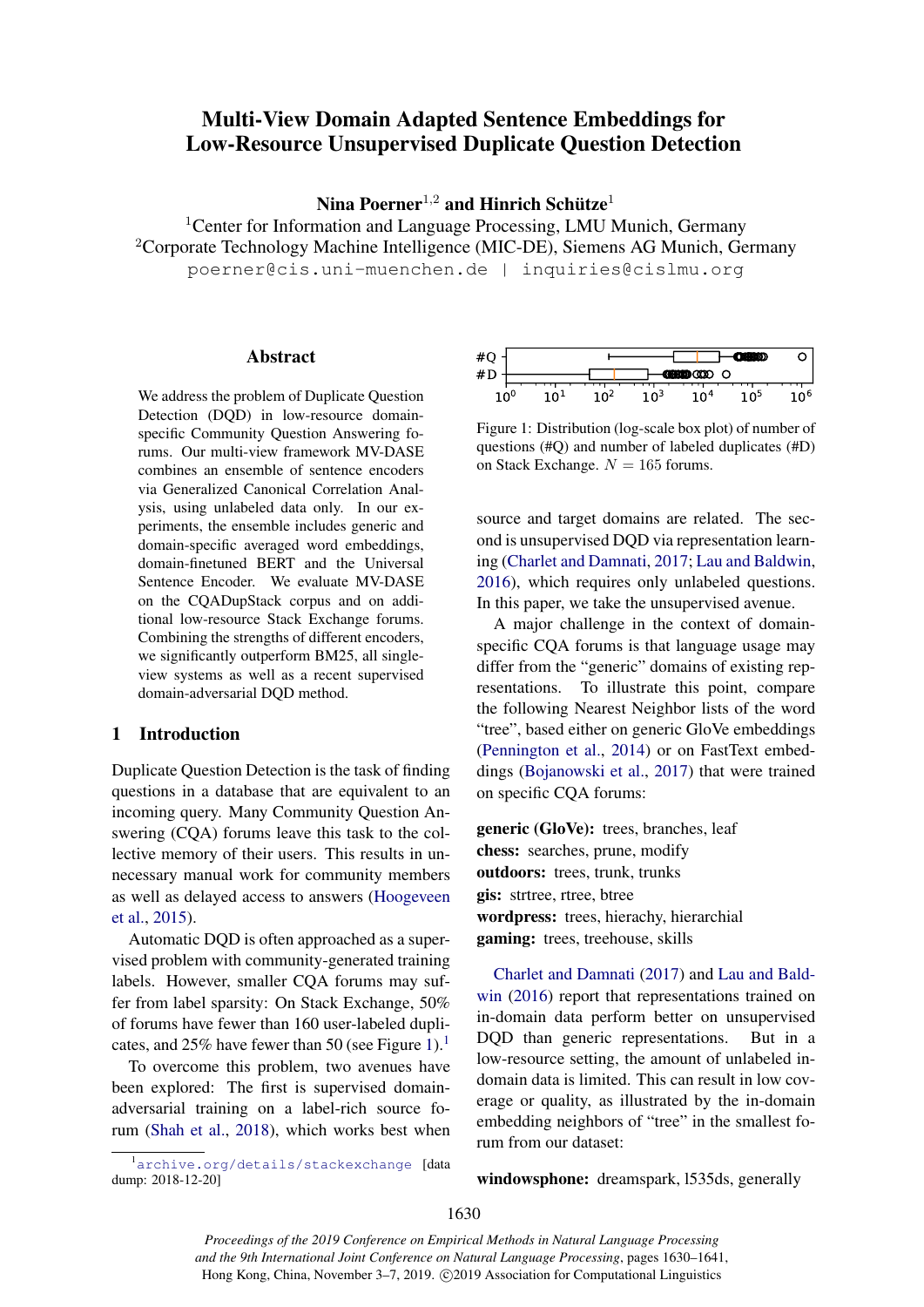# Multi-View Domain Adapted Sentence Embeddings for Low-Resource Unsupervised Duplicate Question Detection

**Nina Poerner**[1,2] **and Hinrich Schütze**[1]

[1]Center for Information and Language Processing, LMU Munich, Germany
[2]Corporate Technology Machine Intelligence (MIC-DE), Siemens AG Munich, Germany

poerner@cis.uni-muenchen.de | inquiries@cislmu.org

## Abstract

We address the problem of Duplicate Question Detection (DQD) in low-resource domain-specific Community Question Answering forums. Our multi-view framework MV-DASE combines an ensemble of sentence encoders via Generalized Canonical Correlation Analysis, using unlabeled data only. In our experiments, the ensemble includes generic and domain-specific averaged word embeddings, domain-finetuned BERT and the Universal Sentence Encoder. We evaluate MV-DASE on the CQADupStack corpus and on additional low-resource Stack Exchange forums. Combining the strengths of different encoders, we significantly outperform BM25, all single-view systems as well as a recent supervised domain-adversarial DQD method.

## 1 Introduction

Duplicate Question Detection is the task of finding questions in a database that are equivalent to an incoming query. Many Community Question Answering (CQA) forums leave this task to the collective memory of their users. This results in unnecessary manual work for community members as well as delayed access to answers (Hoogeveen et al., 2015).

Automatic DQD is often approached as a supervised problem with community-generated training labels. However, smaller CQA forums may suffer from label sparsity: On Stack Exchange, 50% of forums have fewer than 160 user-labeled duplicates, and 25% have fewer than 50 (see Figure 1).[1]

To overcome this problem, two avenues have been explored: The first is supervised domain-adversarial training on a label-rich source forum (Shah et al., 2018), which works best when source and target domains are related. The second is unsupervised DQD via representation learning (Charlet and Damnati, 2017; Lau and Baldwin, 2016), which requires only unlabeled questions. In this paper, we take the unsupervised avenue.

[1]archive.org/details/stackexchange [data dump: 2018-12-20]

Figure 1: Distribution (log-scale box plot) of number of questions (#Q) and number of labeled duplicates (#D) on Stack Exchange. $N = 165$ forums.

A major challenge in the context of domain-specific CQA forums is that language usage may differ from the "generic" domains of existing representations. To illustrate this point, compare the following Nearest Neighbor lists of the word "tree", based either on generic GloVe embeddings (Pennington et al., 2014) or on FastText embeddings (Bojanowski et al., 2017) that were trained on specific CQA forums:

**generic (GloVe):** trees, branches, leaf
**chess:** searches, prune, modify
**outdoors:** trees, trunk, trunks
**gis:** strtree, rtree, btree
**wordpress:** trees, hierachy, hierarchial
**gaming:** trees, treehouse, skills

Charlet and Damnati (2017) and Lau and Baldwin (2016) report that representations trained on in-domain data perform better on unsupervised DQD than generic representations. But in a low-resource setting, the amount of unlabeled in-domain data is limited. This can result in low coverage or quality, as illustrated by the in-domain embedding neighbors of "tree" in the smallest forum from our dataset:

**windowsphone:** dreamspark, l535ds, generally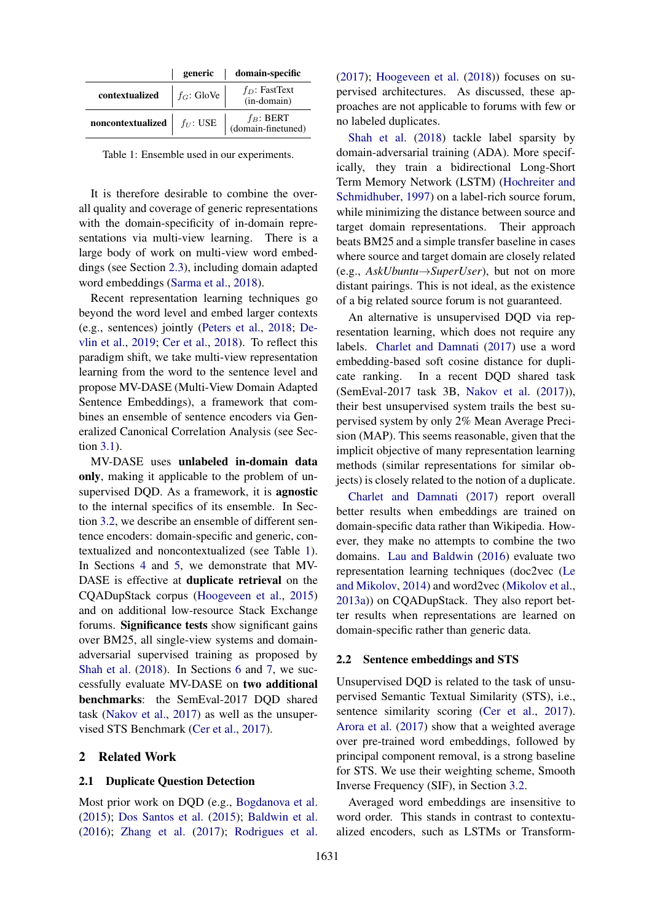| | generic | domain-specific |
|---|---|---|
| **contextualized** | $f_G$: GloVe | $f_D$: FastText (in-domain) |
| **noncontextualized** | $f_U$: USE | $f_B$: BERT (domain-finetuned) |

Table 1: Ensemble used in our experiments.

It is therefore desirable to combine the overall quality and coverage of generic representations with the domain-specificity of in-domain representations via multi-view learning. There is a large body of work on multi-view word embeddings (see Section 2.3), including domain adapted word embeddings (Sarma et al., 2018).

Recent representation learning techniques go beyond the word level and embed larger contexts (e.g., sentences) jointly (Peters et al., 2018; Devlin et al., 2019; Cer et al., 2018). To reflect this paradigm shift, we take multi-view representation learning from the word to the sentence level and propose MV-DASE (Multi-View Domain Adapted Sentence Embeddings), a framework that combines an ensemble of sentence encoders via Generalized Canonical Correlation Analysis (see Section 3.1).

MV-DASE uses **unlabeled in-domain data only**, making it applicable to the problem of unsupervised DQD. As a framework, it is **agnostic** to the internal specifics of its ensemble. In Section 3.2, we describe an ensemble of different sentence encoders: domain-specific and generic, contextualized and noncontextualized (see Table 1). In Sections 4 and 5, we demonstrate that MV-DASE is effective at **duplicate retrieval** on the CQADupStack corpus (Hoogeveen et al., 2015) and on additional low-resource Stack Exchange forums. **Significance tests** show significant gains over BM25, all single-view systems and domain-adversarial supervised training as proposed by Shah et al. (2018). In Sections 6 and 7, we successfully evaluate MV-DASE on **two additional benchmarks**: the SemEval-2017 DQD shared task (Nakov et al., 2017) as well as the unsupervised STS Benchmark (Cer et al., 2017).

## 2 Related Work

### 2.1 Duplicate Question Detection

Most prior work on DQD (e.g., Bogdanova et al. (2015); Dos Santos et al. (2015); Baldwin et al. (2016); Zhang et al. (2017); Rodrigues et al. (2017); Hoogeveen et al. (2018)) focuses on supervised architectures. As discussed, these approaches are not applicable to forums with few or no labeled duplicates.

Shah et al. (2018) tackle label sparsity by domain-adversarial training (ADA). More specifically, they train a bidirectional Long-Short Term Memory Network (LSTM) (Hochreiter and Schmidhuber, 1997) on a label-rich source forum, while minimizing the distance between source and target domain representations. Their approach beats BM25 and a simple transfer baseline in cases where source and target domain are closely related (e.g., *AskUbuntu*→*SuperUser*), but not on more distant pairings. This is not ideal, as the existence of a big related source forum is not guaranteed.

An alternative is unsupervised DQD via representation learning, which does not require any labels. Charlet and Damnati (2017) use a word embedding-based soft cosine distance for duplicate ranking. In a recent DQD shared task (SemEval-2017 task 3B, Nakov et al. (2017)), their best unsupervised system trails the best supervised system by only 2% Mean Average Precision (MAP). This seems reasonable, given that the implicit objective of many representation learning methods (similar representations for similar objects) is closely related to the notion of a duplicate.

Charlet and Damnati (2017) report overall better results when embeddings are trained on domain-specific data rather than Wikipedia. However, they make no attempts to combine the two domains. Lau and Baldwin (2016) evaluate two representation learning techniques (doc2vec (Le and Mikolov, 2014) and word2vec (Mikolov et al., 2013a)) on CQADupStack. They also report better results when representations are learned on domain-specific rather than generic data.

### 2.2 Sentence embeddings and STS

Unsupervised DQD is related to the task of unsupervised Semantic Textual Similarity (STS), i.e., sentence similarity scoring (Cer et al., 2017). Arora et al. (2017) show that a weighted average over pre-trained word embeddings, followed by principal component removal, is a strong baseline for STS. We use their weighting scheme, Smooth Inverse Frequency (SIF), in Section 3.2.

Averaged word embeddings are insensitive to word order. This stands in contrast to contextualized encoders, such as LSTMs or Transform-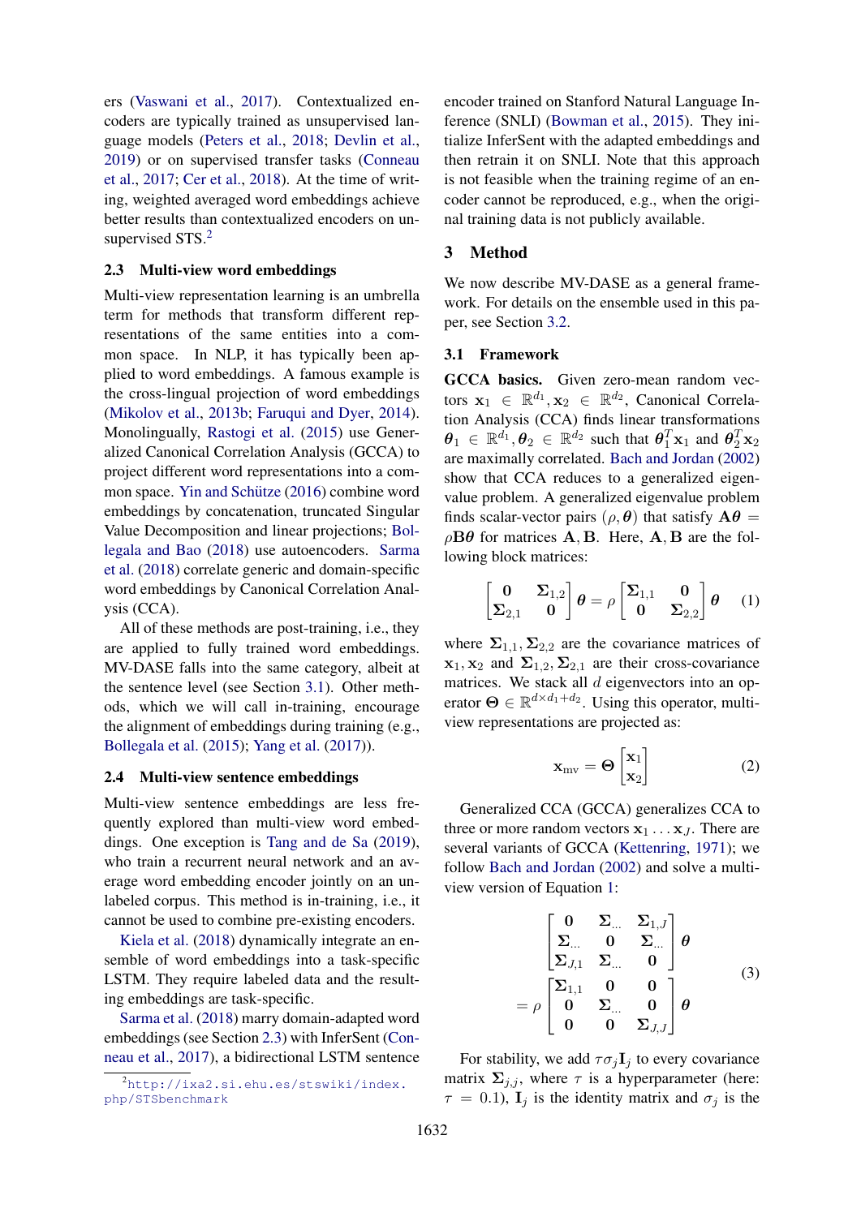ers (Vaswani et al., 2017). Contextualized encoders are typically trained as unsupervised language models (Peters et al., 2018; Devlin et al., 2019) or on supervised transfer tasks (Conneau et al., 2017; Cer et al., 2018). At the time of writing, weighted averaged word embeddings achieve better results than contextualized encoders on unsupervised STS.[2]

### 2.3 Multi-view word embeddings

Multi-view representation learning is an umbrella term for methods that transform different representations of the same entities into a common space. In NLP, it has typically been applied to word embeddings. A famous example is the cross-lingual projection of word embeddings (Mikolov et al., 2013b; Faruqui and Dyer, 2014). Monolingually, Rastogi et al. (2015) use Generalized Canonical Correlation Analysis (GCCA) to project different word representations into a common space. Yin and Schütze (2016) combine word embeddings by concatenation, truncated Singular Value Decomposition and linear projections; Bollegala and Bao (2018) use autoencoders. Sarma et al. (2018) correlate generic and domain-specific word embeddings by Canonical Correlation Analysis (CCA).

All of these methods are post-training, i.e., they are applied to fully trained word embeddings. MV-DASE falls into the same category, albeit at the sentence level (see Section 3.1). Other methods, which we will call in-training, encourage the alignment of embeddings during training (e.g., Bollegala et al. (2015); Yang et al. (2017)).

### 2.4 Multi-view sentence embeddings

Multi-view sentence embeddings are less frequently explored than multi-view word embeddings. One exception is Tang and de Sa (2019), who train a recurrent neural network and an average word embedding encoder jointly on an unlabeled corpus. This method is in-training, i.e., it cannot be used to combine pre-existing encoders.

Kiela et al. (2018) dynamically integrate an ensemble of word embeddings into a task-specific LSTM. They require labeled data and the resulting embeddings are task-specific.

Sarma et al. (2018) marry domain-adapted word embeddings (see Section 2.3) with InferSent (Conneau et al., 2017), a bidirectional LSTM sentence encoder trained on Stanford Natural Language Inference (SNLI) (Bowman et al., 2015). They initialize InferSent with the adapted embeddings and then retrain it on SNLI. Note that this approach is not feasible when the training regime of an encoder cannot be reproduced, e.g., when the original training data is not publicly available.

## 3 Method

We now describe MV-DASE as a general framework. For details on the ensemble used in this paper, see Section 3.2.

### 3.1 Framework

**GCCA basics.** Given zero-mean random vectors $\mathbf{x}_1 \in \mathbb{R}^{d_1}, \mathbf{x}_2 \in \mathbb{R}^{d_2}$, Canonical Correlation Analysis (CCA) finds linear transformations $\boldsymbol{\theta}_1 \in \mathbb{R}^{d_1}, \boldsymbol{\theta}_2 \in \mathbb{R}^{d_2}$ such that $\boldsymbol{\theta}_1^T \mathbf{x}_1$ and $\boldsymbol{\theta}_2^T \mathbf{x}_2$ are maximally correlated. Bach and Jordan (2002) show that CCA reduces to a generalized eigenvalue problem. A generalized eigenvalue problem finds scalar-vector pairs $(\rho, \boldsymbol{\theta})$ that satisfy $\mathbf{A}\boldsymbol{\theta} = \rho \mathbf{B}\boldsymbol{\theta}$ for matrices $\mathbf{A}, \mathbf{B}$. Here, $\mathbf{A}, \mathbf{B}$ are the following block matrices:

$$\begin{bmatrix} \mathbf{0} & \boldsymbol{\Sigma}_{1,2} \\ \boldsymbol{\Sigma}_{2,1} & \mathbf{0} \end{bmatrix} \boldsymbol{\theta} = \rho \begin{bmatrix} \boldsymbol{\Sigma}_{1,1} & \mathbf{0} \\ \mathbf{0} & \boldsymbol{\Sigma}_{2,2} \end{bmatrix} \boldsymbol{\theta} \tag{1}$$

where $\boldsymbol{\Sigma}_{1,1}, \boldsymbol{\Sigma}_{2,2}$ are the covariance matrices of $\mathbf{x}_1, \mathbf{x}_2$ and $\boldsymbol{\Sigma}_{1,2}, \boldsymbol{\Sigma}_{2,1}$ are their cross-covariance matrices. We stack all $d$ eigenvectors into an operator $\boldsymbol{\Theta} \in \mathbb{R}^{d \times d_1 + d_2}$. Using this operator, multi-view representations are projected as:

$$\mathbf{x}_{\text{mv}} = \boldsymbol{\Theta} \begin{bmatrix} \mathbf{x}_1 \\ \mathbf{x}_2 \end{bmatrix} \tag{2}$$

Generalized CCA (GCCA) generalizes CCA to three or more random vectors $\mathbf{x}_1 \ldots \mathbf{x}_J$. There are several variants of GCCA (Kettenring, 1971); we follow Bach and Jordan (2002) and solve a multi-view version of Equation 1:

$$\begin{bmatrix} \mathbf{0} & \boldsymbol{\Sigma}_{\ldots} & \boldsymbol{\Sigma}_{1,J} \\ \boldsymbol{\Sigma}_{\ldots} & \mathbf{0} & \boldsymbol{\Sigma}_{\ldots} \\ \boldsymbol{\Sigma}_{J,1} & \boldsymbol{\Sigma}_{\ldots} & \mathbf{0} \end{bmatrix} \boldsymbol{\theta} = \rho \begin{bmatrix} \boldsymbol{\Sigma}_{1,1} & \mathbf{0} & \mathbf{0} \\ \mathbf{0} & \boldsymbol{\Sigma}_{\ldots} & \mathbf{0} \\ \mathbf{0} & \mathbf{0} & \boldsymbol{\Sigma}_{J,J} \end{bmatrix} \boldsymbol{\theta} \tag{3}$$

For stability, we add $\tau \sigma_j \mathbf{I}_j$ to every covariance matrix $\boldsymbol{\Sigma}_{j,j}$, where $\tau$ is a hyperparameter (here: $\tau = 0.1$), $\mathbf{I}_j$ is the identity matrix and $\sigma_j$ is the

[2] http://ixa2.si.ehu.es/stswiki/index.php/STSbenchmark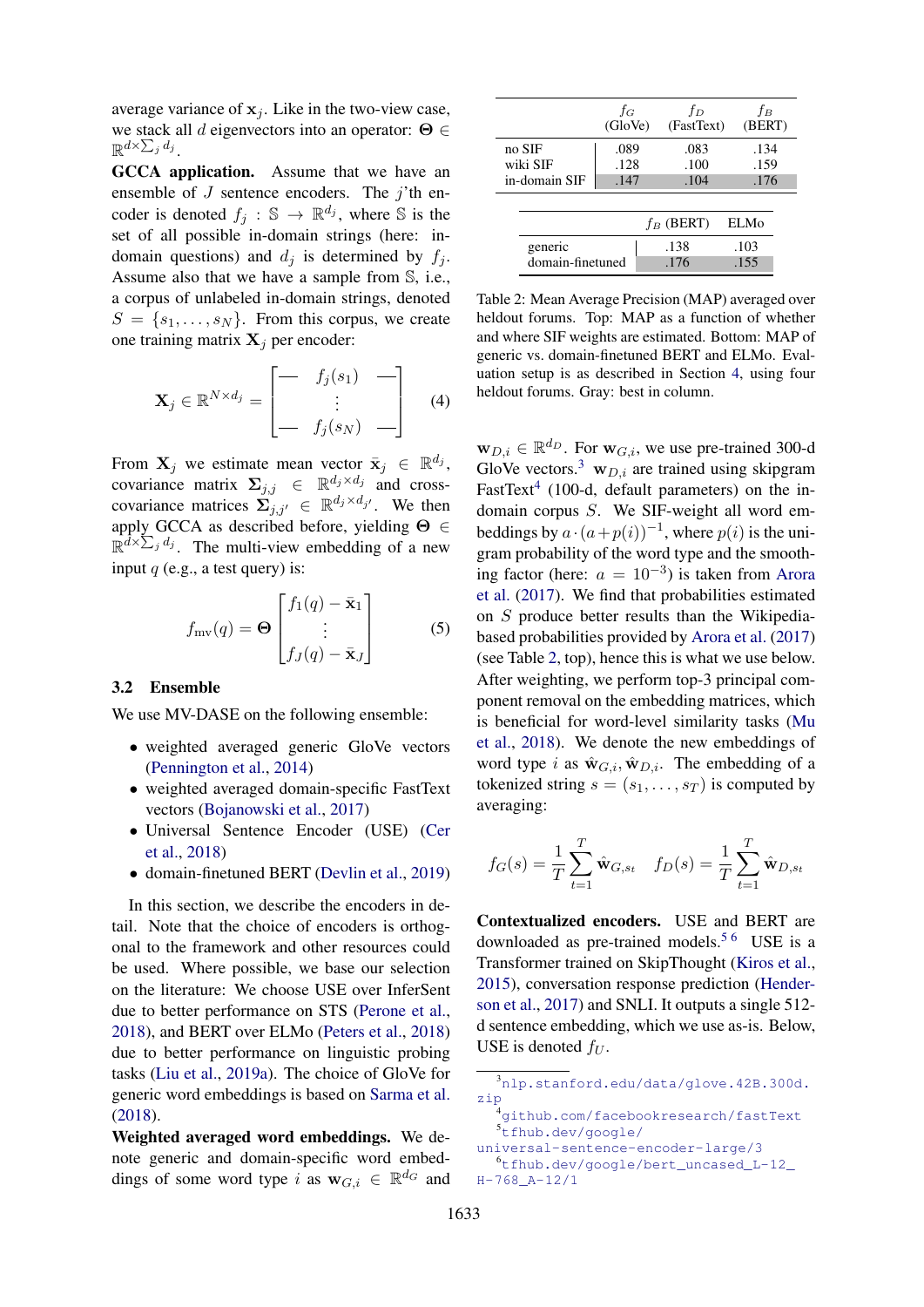average variance of $\mathbf{x}_j$. Like in the two-view case, we stack all $d$ eigenvectors into an operator: $\mathbf{\Theta} \in \mathbb{R}^{d \times \sum_j d_j}$.

**GCCA application.** Assume that we have an ensemble of $J$ sentence encoders. The $j$'th encoder is denoted $f_j : \mathbb{S} \rightarrow \mathbb{R}^{d_j}$, where $\mathbb{S}$ is the set of all possible in-domain strings (here: in-domain questions) and $d_j$ is determined by $f_j$. Assume also that we have a sample from $\mathbb{S}$, i.e., a corpus of unlabeled in-domain strings, denoted $S = \{s_1, \ldots, s_N\}$. From this corpus, we create one training matrix $\mathbf{X}_j$ per encoder:

$$\mathbf{X}_j \in \mathbb{R}^{N \times d_j} = \begin{bmatrix} — & f_j(s_1) & — \\ & \vdots & \\ — & f_j(s_N) & — \end{bmatrix} \quad (4)$$

From $\mathbf{X}_j$ we estimate mean vector $\bar{\mathbf{x}}_j \in \mathbb{R}^{d_j}$, covariance matrix $\mathbf{\Sigma}_{j,j} \in \mathbb{R}^{d_j \times d_j}$ and cross-covariance matrices $\mathbf{\Sigma}_{j,j'} \in \mathbb{R}^{d_j \times d_{j'}}$. We then apply GCCA as described before, yielding $\mathbf{\Theta} \in \mathbb{R}^{d \times \sum_j d_j}$. The multi-view embedding of a new input $q$ (e.g., a test query) is:

$$f_{\text{mv}}(q) = \mathbf{\Theta} \begin{bmatrix} f_1(q) - \bar{\mathbf{x}}_1 \\ \vdots \\ f_J(q) - \bar{\mathbf{x}}_J \end{bmatrix} \quad (5)$$

## 3.2 Ensemble

We use MV-DASE on the following ensemble:

- weighted averaged generic GloVe vectors (Pennington et al., 2014)
- weighted averaged domain-specific FastText vectors (Bojanowski et al., 2017)
- Universal Sentence Encoder (USE) (Cer et al., 2018)
- domain-finetuned BERT (Devlin et al., 2019)

In this section, we describe the encoders in detail. Note that the choice of encoders is orthogonal to the framework and other resources could be used. Where possible, we base our selection on the literature: We choose USE over InferSent due to better performance on STS (Perone et al., 2018), and BERT over ELMo (Peters et al., 2018) due to better performance on linguistic probing tasks (Liu et al., 2019a). The choice of GloVe for generic word embeddings is based on Sarma et al. (2018).

**Weighted averaged word embeddings.** We denote generic and domain-specific word embeddings of some word type $i$ as $\mathbf{w}_{G,i} \in \mathbb{R}^{d_G}$ and $\mathbf{w}_{D,i} \in \mathbb{R}^{d_D}$. For $\mathbf{w}_{G,i}$, we use pre-trained 300-d GloVe vectors.[3] $\mathbf{w}_{D,i}$ are trained using skipgram FastText[4] (100-d, default parameters) on the in-domain corpus $S$. We SIF-weight all word embeddings by $a \cdot (a + p(i))^{-1}$, where $p(i)$ is the unigram probability of the word type and the smoothing factor (here: $a = 10^{-3}$) is taken from Arora et al. (2017). We find that probabilities estimated on $S$ produce better results than the Wikipedia-based probabilities provided by Arora et al. (2017) (see Table 2, top), hence this is what we use below. After weighting, we perform top-3 principal component removal on the embedding matrices, which is beneficial for word-level similarity tasks (Mu et al., 2018). We denote the new embeddings of word type $i$ as $\hat{\mathbf{w}}_{G,i}, \hat{\mathbf{w}}_{D,i}$. The embedding of a tokenized string $s = (s_1, \ldots, s_T)$ is computed by averaging:

$$f_G(s) = \frac{1}{T} \sum_{t=1}^{T} \hat{\mathbf{w}}_{G,s_t} \quad f_D(s) = \frac{1}{T} \sum_{t=1}^{T} \hat{\mathbf{w}}_{D,s_t}$$

| | $f_G$ (GloVe) | $f_D$ (FastText) | $f_B$ (BERT) |
|---|---|---|---|
| no SIF | .089 | .083 | .134 |
| wiki SIF | .128 | .100 | .159 |
| in-domain SIF | .147 | .104 | .176 |

| | $f_B$ (BERT) | ELMo |
|---|---|---|
| generic | .138 | .103 |
| domain-finetuned | .176 | .155 |

Table 2: Mean Average Precision (MAP) averaged over heldout forums. Top: MAP as a function of whether and where SIF weights are estimated. Bottom: MAP of generic vs. domain-finetuned BERT and ELMo. Evaluation setup is as described in Section 4, using four heldout forums. Gray: best in column.

**Contextualized encoders.** USE and BERT are downloaded as pre-trained models.[5] [6] USE is a Transformer trained on SkipThought (Kiros et al., 2015), conversation response prediction (Henderson et al., 2017) and SNLI. It outputs a single 512-d sentence embedding, which we use as-is. Below, USE is denoted $f_U$.

[3] nlp.stanford.edu/data/glove.42B.300d.zip

[4] github.com/facebookresearch/fastText

[5] tfhub.dev/google/universal-sentence-encoder-large/3

[6] tfhub.dev/google/bert_uncased_L-12_H-768_A-12/1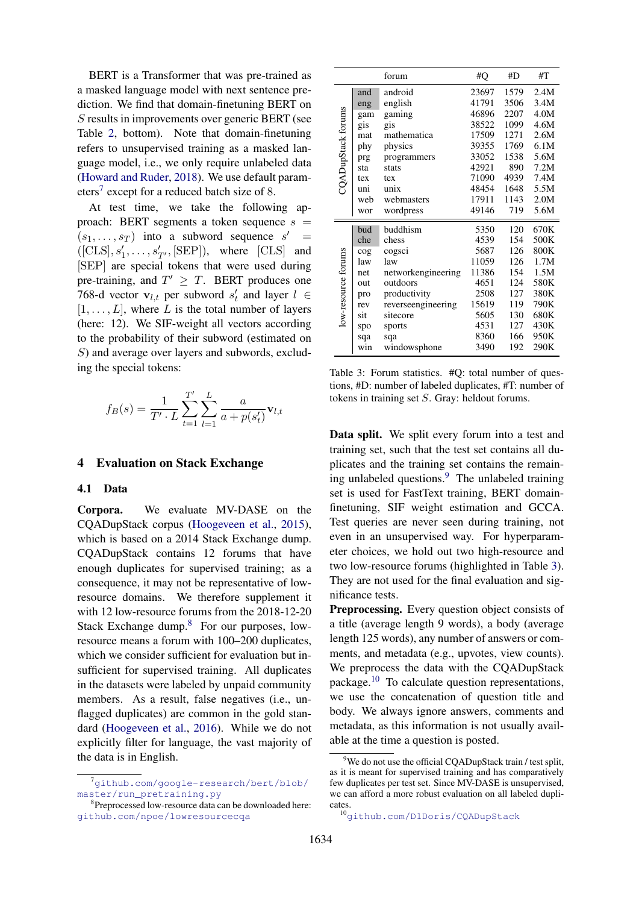BERT is a Transformer that was pre-trained as a masked language model with next sentence prediction. We find that domain-finetuning BERT on $S$ results in improvements over generic BERT (see Table 2, bottom). Note that domain-finetuning refers to unsupervised training as a masked language model, i.e., we only require unlabeled data (Howard and Ruder, 2018). We use default parameters[7] except for a reduced batch size of 8.

At test time, we take the following approach: BERT segments a token sequence $s = (s_1, \ldots, s_T)$ into a subword sequence $s' = ([\text{CLS}], s'_1, \ldots, s'_{T'}, [\text{SEP}])$, where [CLS] and [SEP] are special tokens that were used during pre-training, and $T' \geq T$. BERT produces one 768-d vector $\mathbf{v}_{l,t}$ per subword $s'_t$ and layer $l \in [1, \ldots, L]$, where $L$ is the total number of layers (here: 12). We SIF-weight all vectors according to the probability of their subword (estimated on $S$) and average over layers and subwords, excluding the special tokens:

$$f_B(s) = \frac{1}{T' \cdot L} \sum_{t=1}^{T'} \sum_{l=1}^{L} \frac{a}{a + p(s'_t)} \mathbf{v}_{l,t}$$

## 4 Evaluation on Stack Exchange

### 4.1 Data

**Corpora.** We evaluate MV-DASE on the CQADupStack corpus (Hoogeveen et al., 2015), which is based on a 2014 Stack Exchange dump. CQADupStack contains 12 forums that have enough duplicates for supervised training; as a consequence, it may not be representative of low-resource domains. We therefore supplement it with 12 low-resource forums from the 2018-12-20 Stack Exchange dump.[8] For our purposes, low-resource means a forum with 100–200 duplicates, which we consider sufficient for evaluation but insufficient for supervised training. All duplicates in the datasets were labeled by unpaid community members. As a result, false negatives (i.e., unflagged duplicates) are common in the gold standard (Hoogeveen et al., 2016). While we do not explicitly filter for language, the vast majority of the data is in English.

| | | forum | #Q | #D | #T |
|---|---|---|---|---|---|
| CQADupStack forums | and | android | 23697 | 1579 | 2.4M |
| | eng | english | 41791 | 3506 | 3.4M |
| | gam | gaming | 46896 | 2207 | 4.0M |
| | gis | gis | 38522 | 1099 | 4.6M |
| | mat | mathematica | 17509 | 1271 | 2.6M |
| | phy | physics | 39355 | 1769 | 6.1M |
| | prg | programmers | 33052 | 1538 | 5.6M |
| | sta | stats | 42921 | 890 | 7.2M |
| | tex | tex | 71090 | 4939 | 7.4M |
| | uni | unix | 48454 | 1648 | 5.5M |
| | web | webmasters | 17911 | 1143 | 2.0M |
| | wor | wordpress | 49146 | 719 | 5.6M |
| low-resource forums | bud | buddhism | 5350 | 120 | 670K |
| | che | chess | 4539 | 154 | 500K |
| | cog | cogsci | 5687 | 126 | 800K |
| | law | law | 11059 | 126 | 1.7M |
| | net | networkengineering | 11386 | 154 | 1.5M |
| | out | outdoors | 4651 | 124 | 580K |
| | pro | productivity | 2508 | 127 | 380K |
| | rev | reverseengineering | 15619 | 119 | 790K |
| | sit | sitecore | 5605 | 130 | 680K |
| | spo | sports | 4531 | 127 | 430K |
| | sqa | sqa | 8360 | 166 | 950K |
| | win | windowsphone | 3490 | 192 | 290K |

Table 3: Forum statistics. #Q: total number of questions, #D: number of labeled duplicates, #T: number of tokens in training set $S$. Gray: heldout forums.

**Data split.** We split every forum into a test and training set, such that the test set contains all duplicates and the training set contains the remaining unlabeled questions.[9] The unlabeled training set is used for FastText training, BERT domain-finetuning, SIF weight estimation and GCCA. Test queries are never seen during training, not even in an unsupervised way. For hyperparameter choices, we hold out two high-resource and two low-resource forums (highlighted in Table 3). They are not used for the final evaluation and significance tests.

**Preprocessing.** Every question object consists of a title (average length 9 words), a body (average length 125 words), any number of answers or comments, and metadata (e.g., upvotes, view counts). We preprocess the data with the CQADupStack package.[10] To calculate question representations, we use the concatenation of question title and body. We always ignore answers, comments and metadata, as this information is not usually available at the time a question is posted.

[7] github.com/google-research/bert/blob/master/run_pretraining.py

[8] Preprocessed low-resource data can be downloaded here: github.com/npoe/lowresourcecqa

[9] We do not use the official CQADupStack train / test split, as it is meant for supervised training and has comparatively few duplicates per test set. Since MV-DASE is unsupervised, we can afford a more robust evaluation on all labeled duplicates.

[10] github.com/D1Doris/CQADupStack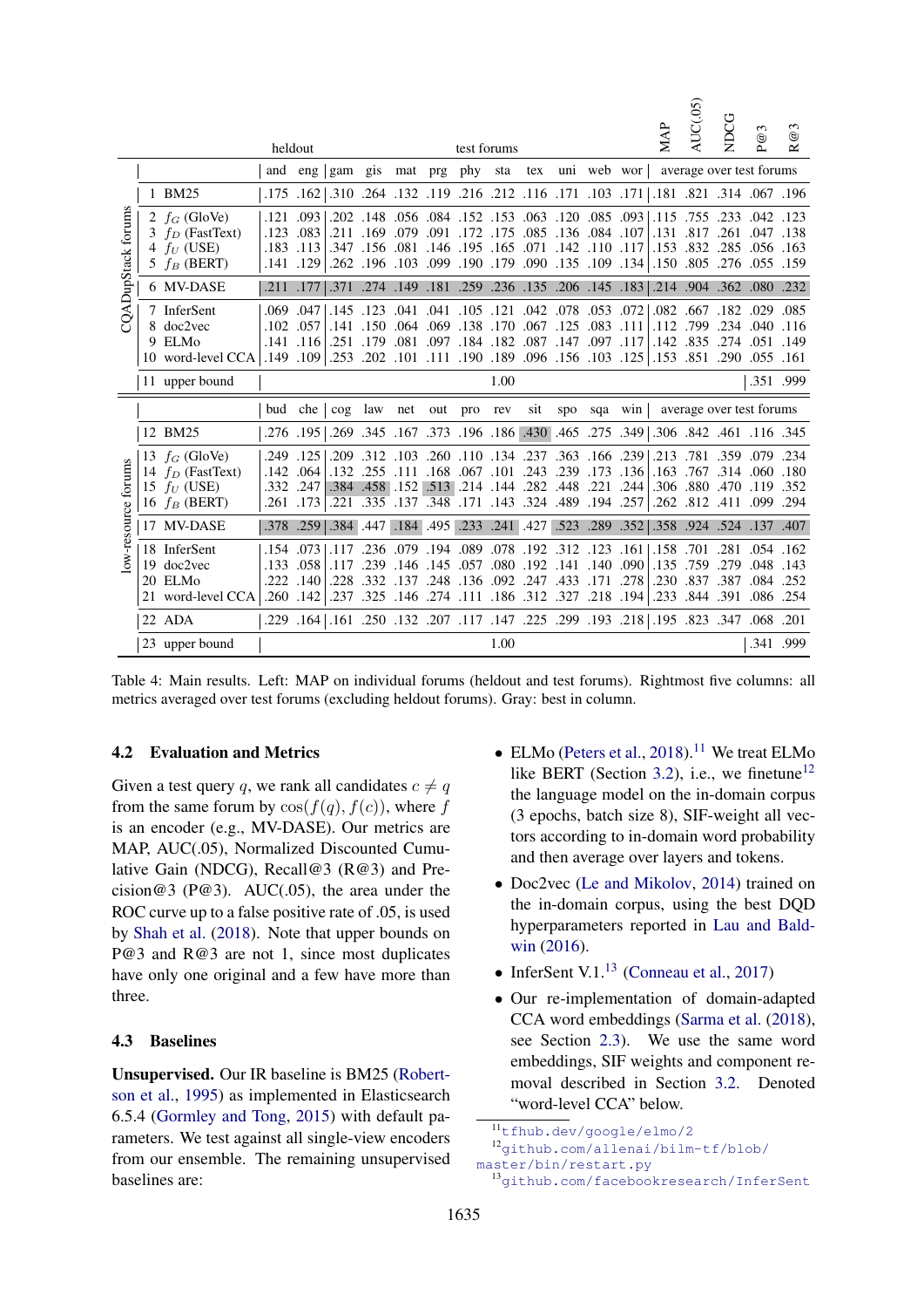| | | heldout | | test forums | | | | | | | | | | average over test forums | | | | |
|---|---|---|---|---|---|---|---|---|---|---|---|---|---|---|---|---|---|---|
| | | and | eng | gam | gis | mat | prg | phy | sta | tex | uni | web | wor | MAP | AUC(.05) | NDCG | P@3 | R@3 |
| | 1 BM25 | .175 | .162 | .310 | .264 | .132 | .119 | .216 | .212 | .116 | .171 | .103 | .171 | .181 | .821 | .314 | .067 | .196 |
| CQADupStack forums | 2 $f_G$ (GloVe) | .121 | .093 | .202 | .148 | .056 | .084 | .152 | .153 | .063 | .120 | .085 | .093 | .115 | .755 | .233 | .042 | .123 |
| | 3 $f_D$ (FastText) | .123 | .083 | .211 | .169 | .079 | .091 | .172 | .175 | .085 | .136 | .084 | .107 | .131 | .817 | .261 | .047 | .138 |
| | 4 $f_U$ (USE) | .183 | .113 | .347 | .156 | .081 | .146 | .195 | .165 | .071 | .142 | .110 | .117 | .153 | .832 | .285 | .056 | .163 |
| | 5 $f_B$ (BERT) | .141 | .129 | .262 | .196 | .103 | .099 | .190 | .179 | .090 | .135 | .109 | .134 | .150 | .805 | .276 | .055 | .159 |
| | 6 MV-DASE | .211 | .177 | .371 | .274 | .149 | .181 | .259 | .236 | .135 | .206 | .145 | .183 | .214 | .904 | .362 | .080 | .232 |
| | 7 InferSent | .069 | .047 | .145 | .123 | .041 | .041 | .105 | .121 | .042 | .078 | .053 | .072 | .082 | .667 | .182 | .029 | .085 |
| | 8 doc2vec | .102 | .057 | .141 | .150 | .064 | .069 | .138 | .170 | .067 | .125 | .083 | .111 | .112 | .799 | .234 | .040 | .116 |
| | 9 ELMo | .141 | .116 | .251 | .179 | .081 | .097 | .184 | .182 | .087 | .147 | .097 | .117 | .142 | .835 | .274 | .051 | .149 |
| | 10 word-level CCA | .149 | .109 | .253 | .202 | .101 | .111 | .190 | .189 | .096 | .156 | .103 | .125 | .153 | .851 | .290 | .055 | .161 |
| | 11 upper bound | | | | | | | 1.00 | | | | | | | | | .351 | .999 |
| | | bud | che | cog | law | net | out | pro | rev | sit | spo | sqa | win | average over test forums | | | | |
| | 12 BM25 | .276 | .195 | .269 | .345 | .167 | .373 | .196 | .186 | .430 | .465 | .275 | .349 | .306 | .842 | .461 | .116 | .345 |
| low-resource forums | 13 $f_G$ (GloVe) | .249 | .125 | .209 | .312 | .103 | .260 | .110 | .134 | .237 | .363 | .166 | .239 | .213 | .781 | .359 | .079 | .234 |
| | 14 $f_D$ (FastText) | .142 | .064 | .132 | .255 | .111 | .168 | .067 | .101 | .243 | .239 | .173 | .136 | .163 | .767 | .314 | .060 | .180 |
| | 15 $f_U$ (USE) | .332 | .247 | .384 | .458 | .152 | .513 | .214 | .144 | .282 | .448 | .221 | .244 | .306 | .880 | .470 | .119 | .352 |
| | 16 $f_B$ (BERT) | .261 | .173 | .221 | .335 | .137 | .348 | .171 | .143 | .324 | .489 | .194 | .257 | .262 | .812 | .411 | .099 | .294 |
| | 17 MV-DASE | .378 | .259 | .384 | .447 | .184 | .495 | .233 | .241 | .427 | .523 | .289 | .352 | .358 | .924 | .524 | .137 | .407 |
| | 18 InferSent | .154 | .073 | .117 | .236 | .079 | .194 | .089 | .078 | .192 | .312 | .123 | .161 | .158 | .701 | .281 | .054 | .162 |
| | 19 doc2vec | .133 | .058 | .117 | .239 | .146 | .145 | .057 | .080 | .192 | .141 | .140 | .090 | .135 | .759 | .279 | .048 | .143 |
| | 20 ELMo | .222 | .140 | .228 | .332 | .137 | .248 | .136 | .092 | .247 | .433 | .171 | .278 | .230 | .837 | .387 | .084 | .252 |
| | 21 word-level CCA | .260 | .142 | .237 | .325 | .146 | .274 | .111 | .186 | .312 | .327 | .218 | .194 | .233 | .844 | .391 | .086 | .254 |
| | 22 ADA | .229 | .164 | .161 | .250 | .132 | .207 | .117 | .147 | .225 | .299 | .193 | .218 | .195 | .823 | .347 | .068 | .201 |
| | 23 upper bound | | | | | | | 1.00 | | | | | | | | | .341 | .999 |

Table 4: Main results. Left: MAP on individual forums (heldout and test forums). Rightmost five columns: all metrics averaged over test forums (excluding heldout forums). Gray: best in column.

### 4.2 Evaluation and Metrics

Given a test query $q$, we rank all candidates $c \neq q$ from the same forum by $\cos(f(q), f(c))$, where $f$ is an encoder (e.g., MV-DASE). Our metrics are MAP, AUC(.05), Normalized Discounted Cumulative Gain (NDCG), Recall@3 (R@3) and Precision@3 (P@3). AUC(.05), the area under the ROC curve up to a false positive rate of .05, is used by Shah et al. (2018). Note that upper bounds on P@3 and R@3 are not 1, since most duplicates have only one original and a few have more than three.

### 4.3 Baselines

**Unsupervised.** Our IR baseline is BM25 (Robertson et al., 1995) as implemented in Elasticsearch 6.5.4 (Gormley and Tong, 2015) with default parameters. We test against all single-view encoders from our ensemble. The remaining unsupervised baselines are:

- ELMo (Peters et al., 2018).[11] We treat ELMo like BERT (Section 3.2), i.e., we finetune[12] the language model on the in-domain corpus (3 epochs, batch size 8), SIF-weight all vectors according to in-domain word probability and then average over layers and tokens.
- Doc2vec (Le and Mikolov, 2014) trained on the in-domain corpus, using the best DQD hyperparameters reported in Lau and Baldwin (2016).
- InferSent V.1.[13] (Conneau et al., 2017)
- Our re-implementation of domain-adapted CCA word embeddings (Sarma et al. (2018), see Section 2.3). We use the same word embeddings, SIF weights and component removal described in Section 3.2. Denoted "word-level CCA" below.

[11] tfhub.dev/google/elmo/2

[12] github.com/allenai/bilm-tf/blob/master/bin/restart.py

[13] github.com/facebookresearch/InferSent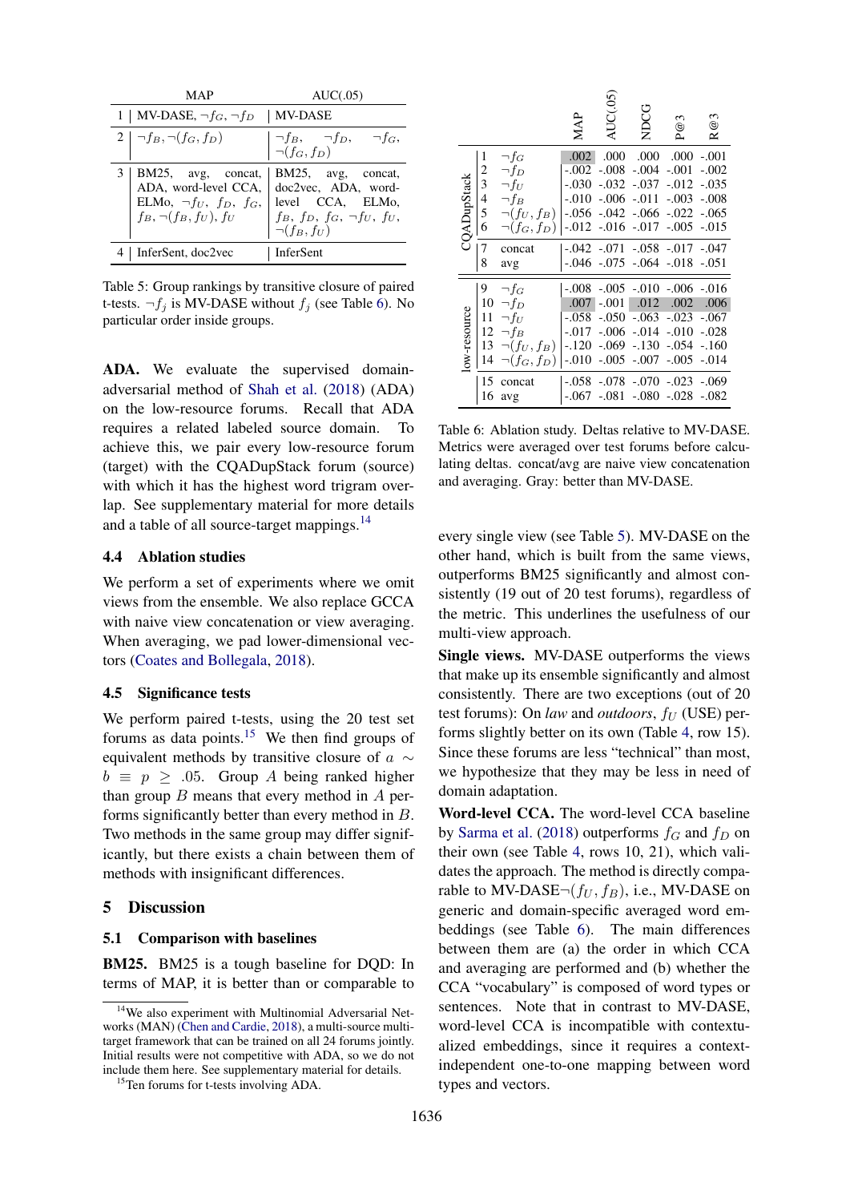|  | MAP | AUC(.05) |
|---|---|---|
| 1 | MV-DASE, $\neg f_G$, $\neg f_D$ | MV-DASE |
| 2 | $\neg f_B$, $\neg(f_G, f_D)$ | $\neg f_B$, $\neg f_D$, $\neg f_G$, $\neg(f_G, f_D)$ |
| 3 | BM25, avg, concat, ADA, word-level CCA, ELMo, $\neg f_U$, $f_D$, $f_G$, $f_B$, $\neg(f_B, f_U)$, $f_U$ | BM25, avg, concat, doc2vec, ADA, word-level CCA, ELMo, $f_B$, $f_D$, $f_G$, $\neg f_U$, $f_U$, $\neg(f_B, f_U)$ |
| 4 | InferSent, doc2vec | InferSent |

Table 5: Group rankings by transitive closure of paired t-tests. $\neg f_j$ is MV-DASE without $f_j$ (see Table 6). No particular order inside groups.

**ADA.** We evaluate the supervised domain-adversarial method of Shah et al. (2018) (ADA) on the low-resource forums. Recall that ADA requires a related labeled source domain. To achieve this, we pair every low-resource forum (target) with the CQADupStack forum (source) with which it has the highest word trigram overlap. See supplementary material for more details and a table of all source-target mappings.[14]

### 4.4 Ablation studies

We perform a set of experiments where we omit views from the ensemble. We also replace GCCA with naive view concatenation or view averaging. When averaging, we pad lower-dimensional vectors (Coates and Bollegala, 2018).

### 4.5 Significance tests

We perform paired t-tests, using the 20 test set forums as data points.[15] We then find groups of equivalent methods by transitive closure of $a \sim b \equiv p \geq .05$. Group $A$ being ranked higher than group $B$ means that every method in $A$ performs significantly better than every method in $B$. Two methods in the same group may differ significantly, but there exists a chain between them of methods with insignificant differences.

## 5 Discussion

### 5.1 Comparison with baselines

**BM25.** BM25 is a tough baseline for DQD: In terms of MAP, it is better than or comparable to every single view (see Table 5). MV-DASE on the other hand, which is built from the same views, outperforms BM25 significantly and almost consistently (19 out of 20 test forums), regardless of the metric. This underlines the usefulness of our multi-view approach.

**Single views.** MV-DASE outperforms the views that make up its ensemble significantly and almost consistently. There are two exceptions (out of 20 test forums): On *law* and *outdoors*, $f_U$ (USE) performs slightly better on its own (Table 4, row 15). Since these forums are less "technical" than most, we hypothesize that they may be less in need of domain adaptation.

**Word-level CCA.** The word-level CCA baseline by Sarma et al. (2018) outperforms $f_G$ and $f_D$ on their own (see Table 4, rows 10, 21), which validates the approach. The method is directly comparable to MV-DASE$\neg(f_U, f_B)$, i.e., MV-DASE on generic and domain-specific averaged word embeddings (see Table 6). The main differences between them are (a) the order in which CCA and averaging are performed and (b) whether the CCA "vocabulary" is composed of word types or sentences. Note that in contrast to MV-DASE, word-level CCA is incompatible with contextualized embeddings, since it requires a context-independent one-to-one mapping between word types and vectors.

|  |  |  | MAP | AUC(.05) | NDCG | P@3 | R@3 |
|---|---|---|---|---|---|---|---|
| CQADupStack | 1 | $\neg f_G$ | .002 | .000 | .000 | .000 | -.001 |
|  | 2 | $\neg f_D$ | -.002 | -.008 | -.004 | -.001 | -.002 |
|  | 3 | $\neg f_U$ | -.030 | -.032 | -.037 | -.012 | -.035 |
|  | 4 | $\neg f_B$ | -.010 | -.006 | -.011 | -.003 | -.008 |
|  | 5 | $\neg(f_U, f_B)$ | -.056 | -.042 | -.066 | -.022 | -.065 |
|  | 6 | $\neg(f_G, f_D)$ | -.012 | -.016 | -.017 | -.005 | -.015 |
|  | 7 | concat | -.042 | -.071 | -.058 | -.017 | -.047 |
|  | 8 | avg | -.046 | -.075 | -.064 | -.018 | -.051 |
| low-resource | 9 | $\neg f_G$ | -.008 | -.005 | -.010 | -.006 | -.016 |
|  | 10 | $\neg f_D$ | .007 | -.001 | .012 | .002 | .006 |
|  | 11 | $\neg f_U$ | -.058 | -.050 | -.063 | -.023 | -.067 |
|  | 12 | $\neg f_B$ | -.017 | -.006 | -.014 | -.010 | -.028 |
|  | 13 | $\neg(f_U, f_B)$ | -.120 | -.069 | -.130 | -.054 | -.160 |
|  | 14 | $\neg(f_G, f_D)$ | -.010 | -.005 | -.007 | -.005 | -.014 |
|  | 15 | concat | -.058 | -.078 | -.070 | -.023 | -.069 |
|  | 16 | avg | -.067 | -.081 | -.080 | -.028 | -.082 |

Table 6: Ablation study. Deltas relative to MV-DASE. Metrics were averaged over test forums before calculating deltas. concat/avg are naive view concatenation and averaging. Gray: better than MV-DASE.

[14] We also experiment with Multinomial Adversarial Networks (MAN) (Chen and Cardie, 2018), a multi-source multi-target framework that can be trained on all 24 forums jointly. Initial results were not competitive with ADA, so we do not include them here. See supplementary material for details.

[15] Ten forums for t-tests involving ADA.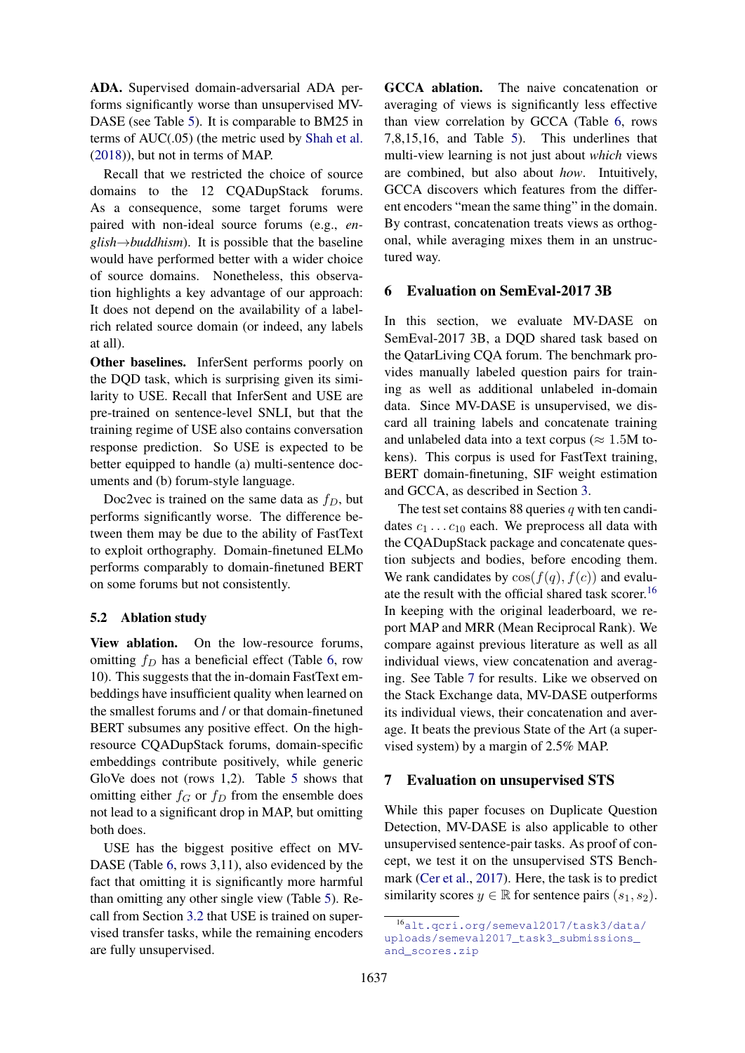**ADA.** Supervised domain-adversarial ADA performs significantly worse than unsupervised MV-DASE (see Table 5). It is comparable to BM25 in terms of AUC(.05) (the metric used by Shah et al. (2018)), but not in terms of MAP.

Recall that we restricted the choice of source domains to the 12 CQADupStack forums. As a consequence, some target forums were paired with non-ideal source forums (e.g., *english*→*buddhism*). It is possible that the baseline would have performed better with a wider choice of source domains. Nonetheless, this observation highlights a key advantage of our approach: It does not depend on the availability of a label-rich related source domain (or indeed, any labels at all).

**Other baselines.** InferSent performs poorly on the DQD task, which is surprising given its similarity to USE. Recall that InferSent and USE are pre-trained on sentence-level SNLI, but that the training regime of USE also contains conversation response prediction. So USE is expected to be better equipped to handle (a) multi-sentence documents and (b) forum-style language.

Doc2vec is trained on the same data as $f_D$, but performs significantly worse. The difference between them may be due to the ability of FastText to exploit orthography. Domain-finetuned ELMo performs comparably to domain-finetuned BERT on some forums but not consistently.

### 5.2 Ablation study

**View ablation.** On the low-resource forums, omitting $f_D$ has a beneficial effect (Table 6, row 10). This suggests that the in-domain FastText embeddings have insufficient quality when learned on the smallest forums and / or that domain-finetuned BERT subsumes any positive effect. On the high-resource CQADupStack forums, domain-specific embeddings contribute positively, while generic GloVe does not (rows 1,2). Table 5 shows that omitting either $f_G$ or $f_D$ from the ensemble does not lead to a significant drop in MAP, but omitting both does.

USE has the biggest positive effect on MV-DASE (Table 6, rows 3,11), also evidenced by the fact that omitting it is significantly more harmful than omitting any other single view (Table 5). Recall from Section 3.2 that USE is trained on supervised transfer tasks, while the remaining encoders are fully unsupervised.

**GCCA ablation.** The naive concatenation or averaging of views is significantly less effective than view correlation by GCCA (Table 6, rows 7,8,15,16, and Table 5). This underlines that multi-view learning is not just about *which* views are combined, but also about *how*. Intuitively, GCCA discovers which features from the different encoders "mean the same thing" in the domain. By contrast, concatenation treats views as orthogonal, while averaging mixes them in an unstructured way.

## 6 Evaluation on SemEval-2017 3B

In this section, we evaluate MV-DASE on SemEval-2017 3B, a DQD shared task based on the QatarLiving CQA forum. The benchmark provides manually labeled question pairs for training as well as additional unlabeled in-domain data. Since MV-DASE is unsupervised, we discard all training labels and concatenate training and unlabeled data into a text corpus ($\approx$ 1.5M tokens). This corpus is used for FastText training, BERT domain-finetuning, SIF weight estimation and GCCA, as described in Section 3.

The test set contains 88 queries $q$ with ten candidates $c_1 \dots c_{10}$ each. We preprocess all data with the CQADupStack package and concatenate question subjects and bodies, before encoding them. We rank candidates by $\cos(f(q), f(c))$ and evaluate the result with the official shared task scorer.[16] In keeping with the original leaderboard, we report MAP and MRR (Mean Reciprocal Rank). We compare against previous literature as well as all individual views, view concatenation and averaging. See Table 7 for results. Like we observed on the Stack Exchange data, MV-DASE outperforms its individual views, their concatenation and average. It beats the previous State of the Art (a supervised system) by a margin of 2.5% MAP.

## 7 Evaluation on unsupervised STS

While this paper focuses on Duplicate Question Detection, MV-DASE is also applicable to other unsupervised sentence-pair tasks. As proof of concept, we test it on the unsupervised STS Benchmark (Cer et al., 2017). Here, the task is to predict similarity scores $y \in \mathbb{R}$ for sentence pairs $(s_1, s_2)$.

[16] alt.qcri.org/semeval2017/task3/data/uploads/semeval2017_task3_submissions_and_scores.zip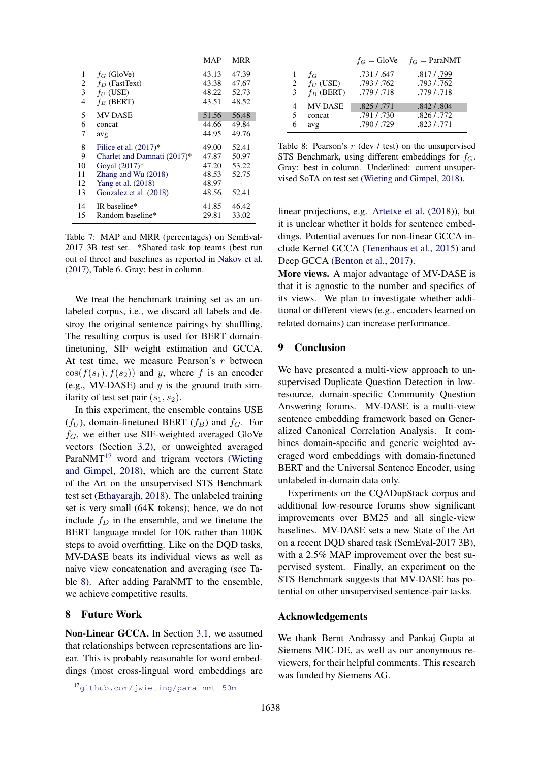| | | MAP | MRR |
|---|---|---|---|
| 1 | $f_G$ (GloVe) | 43.13 | 47.39 |
| 2 | $f_D$ (FastText) | 43.38 | 47.67 |
| 3 | $f_U$ (USE) | 48.22 | 52.73 |
| 4 | $f_B$ (BERT) | 43.51 | 48.52 |
| 5 | MV-DASE | 51.56 | 56.48 |
| 6 | concat | 44.66 | 49.84 |
| 7 | avg | 44.95 | 49.76 |
| 8 | Filice et al. (2017)* | 49.00 | 52.41 |
| 9 | Charlet and Damnati (2017)* | 47.87 | 50.97 |
| 10 | Goyal (2017)* | 47.20 | 53.22 |
| 11 | Zhang and Wu (2018) | 48.53 | 52.75 |
| 12 | Yang et al. (2018) | 48.97 | - |
| 13 | Gonzalez et al. (2018) | 48.56 | 52.41 |
| 14 | IR baseline* | 41.85 | 46.42 |
| 15 | Random baseline* | 29.81 | 33.02 |

Table 7: MAP and MRR (percentages) on SemEval-2017 3B test set. *Shared task top teams (best run out of three) and baselines as reported in Nakov et al. (2017), Table 6. Gray: best in column.

We treat the benchmark training set as an unlabeled corpus, i.e., we discard all labels and destroy the original sentence pairings by shuffling. The resulting corpus is used for BERT domain-finetuning, SIF weight estimation and GCCA. At test time, we measure Pearson's $r$ between $\cos(f(s_1), f(s_2))$ and $y$, where $f$ is an encoder (e.g., MV-DASE) and $y$ is the ground truth similarity of test set pair $(s_1, s_2)$.

In this experiment, the ensemble contains USE ($f_U$), domain-finetuned BERT ($f_B$) and $f_G$. For $f_G$, we either use SIF-weighted averaged GloVe vectors (Section 3.2), or unweighted averaged ParaNMT[17] word and trigram vectors (Wieting and Gimpel, 2018), which are the current State of the Art on the unsupervised STS Benchmark test set (Ethayarajh, 2018). The unlabeled training set is very small (64K tokens); hence, we do not include $f_D$ in the ensemble, and we finetune the BERT language model for 10K rather than 100K steps to avoid overfitting. Like on the DQD tasks, MV-DASE beats its individual views as well as naive view concatenation and averaging (see Table 8). After adding ParaNMT to the ensemble, we achieve competitive results.

## 8 Future Work

**Non-Linear GCCA.** In Section 3.1, we assumed that relationships between representations are linear. This is probably reasonable for word embeddings (most cross-lingual word embeddings are linear projections, e.g. Artetxe et al. (2018)), but it is unclear whether it holds for sentence embeddings. Potential avenues for non-linear GCCA include Kernel GCCA (Tenenhaus et al., 2015) and Deep GCCA (Benton et al., 2017).

**More views.** A major advantage of MV-DASE is that it is agnostic to the number and specifics of its views. We plan to investigate whether additional or different views (e.g., encoders learned on related domains) can increase performance.

[17] github.com/jwieting/para-nmt-50m

| | | $f_G$ = GloVe | $f_G$ = ParaNMT |
|---|---|---|---|
| 1 | $f_G$ | .731 / .647 | .817 / .799 |
| 2 | $f_U$ (USE) | .793 / .762 | .793 / .762 |
| 3 | $f_B$ (BERT) | .779 / .718 | .779 / .718 |
| 4 | MV-DASE | .825 / .771 | .842 / .804 |
| 5 | concat | .791 / .730 | .826 / .772 |
| 6 | avg | .790 / .729 | .823 / .771 |

Table 8: Pearson's $r$ (dev / test) on the unsupervised STS Benchmark, using different embeddings for $f_G$. Gray: best in column. Underlined: current unsupervised SoTA on test set (Wieting and Gimpel, 2018).

## 9 Conclusion

We have presented a multi-view approach to unsupervised Duplicate Question Detection in low-resource, domain-specific Community Question Answering forums. MV-DASE is a multi-view sentence embedding framework based on Generalized Canonical Correlation Analysis. It combines domain-specific and generic weighted averaged word embeddings with domain-finetuned BERT and the Universal Sentence Encoder, using unlabeled in-domain data only.

Experiments on the CQADupStack corpus and additional low-resource forums show significant improvements over BM25 and all single-view baselines. MV-DASE sets a new State of the Art on a recent DQD shared task (SemEval-2017 3B), with a 2.5% MAP improvement over the best supervised system. Finally, an experiment on the STS Benchmark suggests that MV-DASE has potential on other unsupervised sentence-pair tasks.

## Acknowledgements

We thank Bernt Andrassy and Pankaj Gupta at Siemens MIC-DE, as well as our anonymous reviewers, for their helpful comments. This research was funded by Siemens AG.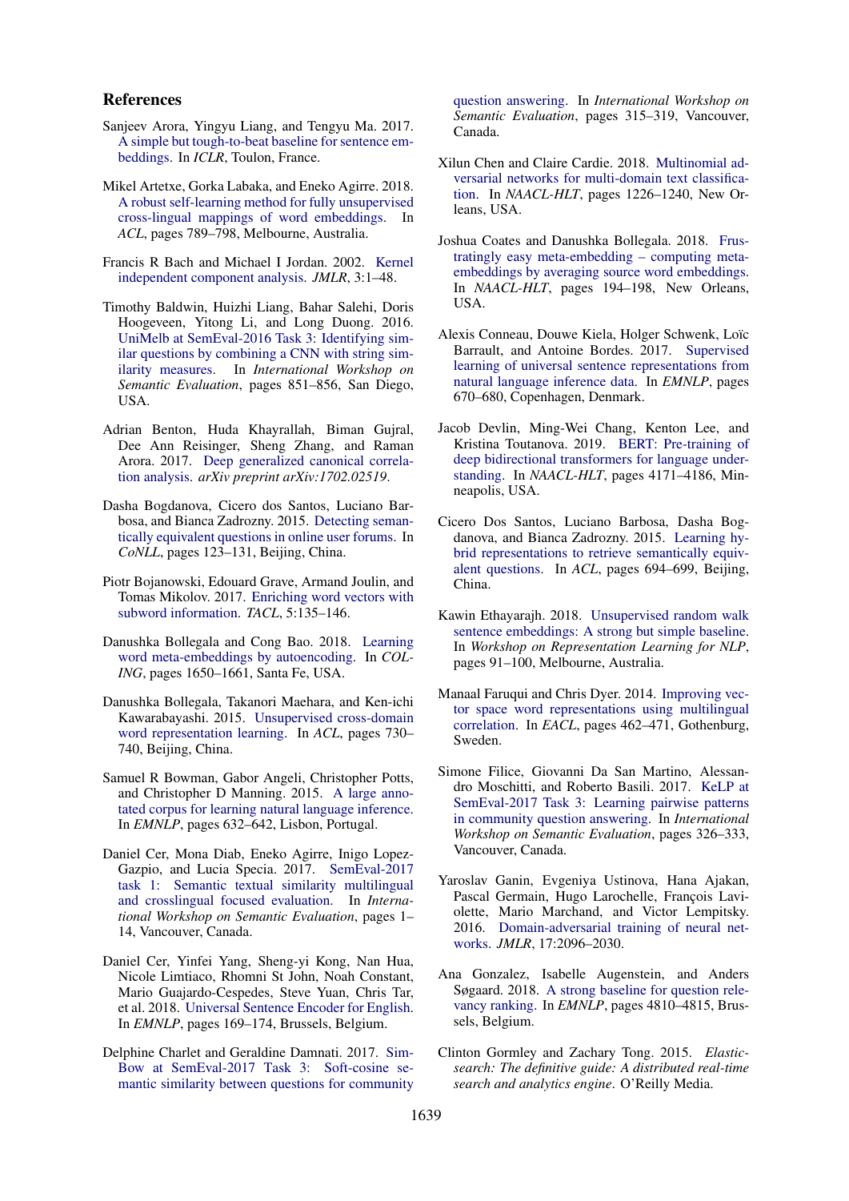## References

Sanjeev Arora, Yingyu Liang, and Tengyu Ma. 2017. A simple but tough-to-beat baseline for sentence embeddings. In *ICLR*, Toulon, France.

Mikel Artetxe, Gorka Labaka, and Eneko Agirre. 2018. A robust self-learning method for fully unsupervised cross-lingual mappings of word embeddings. In *ACL*, pages 789–798, Melbourne, Australia.

Francis R Bach and Michael I Jordan. 2002. Kernel independent component analysis. *JMLR*, 3:1–48.

Timothy Baldwin, Huizhi Liang, Bahar Salehi, Doris Hoogeveen, Yitong Li, and Long Duong. 2016. UniMelb at SemEval-2016 Task 3: Identifying similar questions by combining a CNN with string similarity measures. In *International Workshop on Semantic Evaluation*, pages 851–856, San Diego, USA.

Adrian Benton, Huda Khayrallah, Biman Gujral, Dee Ann Reisinger, Sheng Zhang, and Raman Arora. 2017. Deep generalized canonical correlation analysis. *arXiv preprint arXiv:1702.02519*.

Dasha Bogdanova, Cicero dos Santos, Luciano Barbosa, and Bianca Zadrozny. 2015. Detecting semantically equivalent questions in online user forums. In *CoNLL*, pages 123–131, Beijing, China.

Piotr Bojanowski, Edouard Grave, Armand Joulin, and Tomas Mikolov. 2017. Enriching word vectors with subword information. *TACL*, 5:135–146.

Danushka Bollegala and Cong Bao. 2018. Learning word meta-embeddings by autoencoding. In *COLING*, pages 1650–1661, Santa Fe, USA.

Danushka Bollegala, Takanori Maehara, and Ken-ichi Kawarabayashi. 2015. Unsupervised cross-domain word representation learning. In *ACL*, pages 730–740, Beijing, China.

Samuel R Bowman, Gabor Angeli, Christopher Potts, and Christopher D Manning. 2015. A large annotated corpus for learning natural language inference. In *EMNLP*, pages 632–642, Lisbon, Portugal.

Daniel Cer, Mona Diab, Eneko Agirre, Inigo Lopez-Gazpio, and Lucia Specia. 2017. SemEval-2017 task 1: Semantic textual similarity multilingual and crosslingual focused evaluation. In *International Workshop on Semantic Evaluation*, pages 1–14, Vancouver, Canada.

Daniel Cer, Yinfei Yang, Sheng-yi Kong, Nan Hua, Nicole Limtiaco, Rhomni St John, Noah Constant, Mario Guajardo-Cespedes, Steve Yuan, Chris Tar, et al. 2018. Universal Sentence Encoder for English. In *EMNLP*, pages 169–174, Brussels, Belgium.

Delphine Charlet and Geraldine Damnati. 2017. SimBow at SemEval-2017 Task 3: Soft-cosine semantic similarity between questions for community question answering. In *International Workshop on Semantic Evaluation*, pages 315–319, Vancouver, Canada.

Xilun Chen and Claire Cardie. 2018. Multinomial adversarial networks for multi-domain text classification. In *NAACL-HLT*, pages 1226–1240, New Orleans, USA.

Joshua Coates and Danushka Bollegala. 2018. Frustratingly easy meta-embedding – computing meta-embeddings by averaging source word embeddings. In *NAACL-HLT*, pages 194–198, New Orleans, USA.

Alexis Conneau, Douwe Kiela, Holger Schwenk, Loïc Barrault, and Antoine Bordes. 2017. Supervised learning of universal sentence representations from natural language inference data. In *EMNLP*, pages 670–680, Copenhagen, Denmark.

Jacob Devlin, Ming-Wei Chang, Kenton Lee, and Kristina Toutanova. 2019. BERT: Pre-training of deep bidirectional transformers for language understanding. In *NAACL-HLT*, pages 4171–4186, Minneapolis, USA.

Cicero Dos Santos, Luciano Barbosa, Dasha Bogdanova, and Bianca Zadrozny. 2015. Learning hybrid representations to retrieve semantically equivalent questions. In *ACL*, pages 694–699, Beijing, China.

Kawin Ethayarajh. 2018. Unsupervised random walk sentence embeddings: A strong but simple baseline. In *Workshop on Representation Learning for NLP*, pages 91–100, Melbourne, Australia.

Manaal Faruqui and Chris Dyer. 2014. Improving vector space word representations using multilingual correlation. In *EACL*, pages 462–471, Gothenburg, Sweden.

Simone Filice, Giovanni Da San Martino, Alessandro Moschitti, and Roberto Basili. 2017. KeLP at SemEval-2017 Task 3: Learning pairwise patterns in community question answering. In *International Workshop on Semantic Evaluation*, pages 326–333, Vancouver, Canada.

Yaroslav Ganin, Evgeniya Ustinova, Hana Ajakan, Pascal Germain, Hugo Larochelle, François Laviolette, Mario Marchand, and Victor Lempitsky. 2016. Domain-adversarial training of neural networks. *JMLR*, 17:2096–2030.

Ana Gonzalez, Isabelle Augenstein, and Anders Søgaard. 2018. A strong baseline for question relevancy ranking. In *EMNLP*, pages 4810–4815, Brussels, Belgium.

Clinton Gormley and Zachary Tong. 2015. *Elasticsearch: The definitive guide: A distributed real-time search and analytics engine*. O'Reilly Media.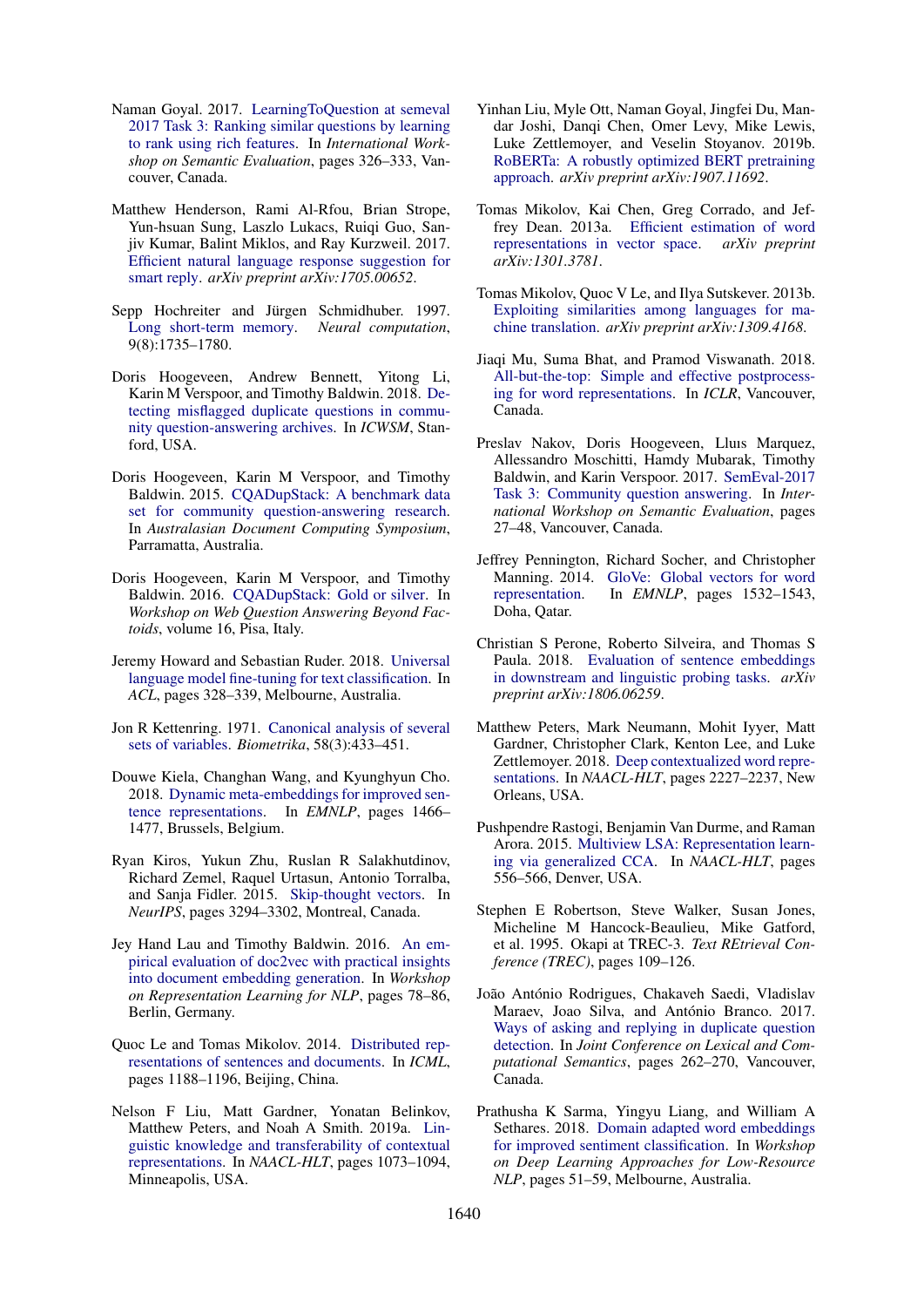Naman Goyal. 2017. LearningToQuestion at semeval 2017 Task 3: Ranking similar questions by learning to rank using rich features. In *International Workshop on Semantic Evaluation*, pages 326–333, Vancouver, Canada.

Matthew Henderson, Rami Al-Rfou, Brian Strope, Yun-hsuan Sung, Laszlo Lukacs, Ruiqi Guo, Sanjiv Kumar, Balint Miklos, and Ray Kurzweil. 2017. Efficient natural language response suggestion for smart reply. *arXiv preprint arXiv:1705.00652*.

Sepp Hochreiter and Jürgen Schmidhuber. 1997. Long short-term memory. *Neural computation*, 9(8):1735–1780.

Doris Hoogeveen, Andrew Bennett, Yitong Li, Karin M Verspoor, and Timothy Baldwin. 2018. Detecting misflagged duplicate questions in community question-answering archives. In *ICWSM*, Stanford, USA.

Doris Hoogeveen, Karin M Verspoor, and Timothy Baldwin. 2015. CQADupStack: A benchmark data set for community question-answering research. In *Australasian Document Computing Symposium*, Parramatta, Australia.

Doris Hoogeveen, Karin M Verspoor, and Timothy Baldwin. 2016. CQADupStack: Gold or silver. In *Workshop on Web Question Answering Beyond Factoids*, volume 16, Pisa, Italy.

Jeremy Howard and Sebastian Ruder. 2018. Universal language model fine-tuning for text classification. In *ACL*, pages 328–339, Melbourne, Australia.

Jon R Kettenring. 1971. Canonical analysis of several sets of variables. *Biometrika*, 58(3):433–451.

Douwe Kiela, Changhan Wang, and Kyunghyun Cho. 2018. Dynamic meta-embeddings for improved sentence representations. In *EMNLP*, pages 1466–1477, Brussels, Belgium.

Ryan Kiros, Yukun Zhu, Ruslan R Salakhutdinov, Richard Zemel, Raquel Urtasun, Antonio Torralba, and Sanja Fidler. 2015. Skip-thought vectors. In *NeurIPS*, pages 3294–3302, Montreal, Canada.

Jey Hand Lau and Timothy Baldwin. 2016. An empirical evaluation of doc2vec with practical insights into document embedding generation. In *Workshop on Representation Learning for NLP*, pages 78–86, Berlin, Germany.

Quoc Le and Tomas Mikolov. 2014. Distributed representations of sentences and documents. In *ICML*, pages 1188–1196, Beijing, China.

Nelson F Liu, Matt Gardner, Yonatan Belinkov, Matthew Peters, and Noah A Smith. 2019a. Linguistic knowledge and transferability of contextual representations. In *NAACL-HLT*, pages 1073–1094, Minneapolis, USA.

Yinhan Liu, Myle Ott, Naman Goyal, Jingfei Du, Mandar Joshi, Danqi Chen, Omer Levy, Mike Lewis, Luke Zettlemoyer, and Veselin Stoyanov. 2019b. RoBERTa: A robustly optimized BERT pretraining approach. *arXiv preprint arXiv:1907.11692*.

Tomas Mikolov, Kai Chen, Greg Corrado, and Jeffrey Dean. 2013a. Efficient estimation of word representations in vector space. *arXiv preprint arXiv:1301.3781*.

Tomas Mikolov, Quoc V Le, and Ilya Sutskever. 2013b. Exploiting similarities among languages for machine translation. *arXiv preprint arXiv:1309.4168*.

Jiaqi Mu, Suma Bhat, and Pramod Viswanath. 2018. All-but-the-top: Simple and effective postprocessing for word representations. In *ICLR*, Vancouver, Canada.

Preslav Nakov, Doris Hoogeveen, Lluıs Marquez, Allessandro Moschitti, Hamdy Mubarak, Timothy Baldwin, and Karin Verspoor. 2017. SemEval-2017 Task 3: Community question answering. In *International Workshop on Semantic Evaluation*, pages 27–48, Vancouver, Canada.

Jeffrey Pennington, Richard Socher, and Christopher Manning. 2014. GloVe: Global vectors for word representation. In *EMNLP*, pages 1532–1543, Doha, Qatar.

Christian S Perone, Roberto Silveira, and Thomas S Paula. 2018. Evaluation of sentence embeddings in downstream and linguistic probing tasks. *arXiv preprint arXiv:1806.06259*.

Matthew Peters, Mark Neumann, Mohit Iyyer, Matt Gardner, Christopher Clark, Kenton Lee, and Luke Zettlemoyer. 2018. Deep contextualized word representations. In *NAACL-HLT*, pages 2227–2237, New Orleans, USA.

Pushpendre Rastogi, Benjamin Van Durme, and Raman Arora. 2015. Multiview LSA: Representation learning via generalized CCA. In *NAACL-HLT*, pages 556–566, Denver, USA.

Stephen E Robertson, Steve Walker, Susan Jones, Micheline M Hancock-Beaulieu, Mike Gatford, et al. 1995. Okapi at TREC-3. *Text REtrieval Conference (TREC)*, pages 109–126.

João António Rodrigues, Chakaveh Saedi, Vladislav Maraev, Joao Silva, and António Branco. 2017. Ways of asking and replying in duplicate question detection. In *Joint Conference on Lexical and Computational Semantics*, pages 262–270, Vancouver, Canada.

Prathusha K Sarma, Yingyu Liang, and William A Sethares. 2018. Domain adapted word embeddings for improved sentiment classification. In *Workshop on Deep Learning Approaches for Low-Resource NLP*, pages 51–59, Melbourne, Australia.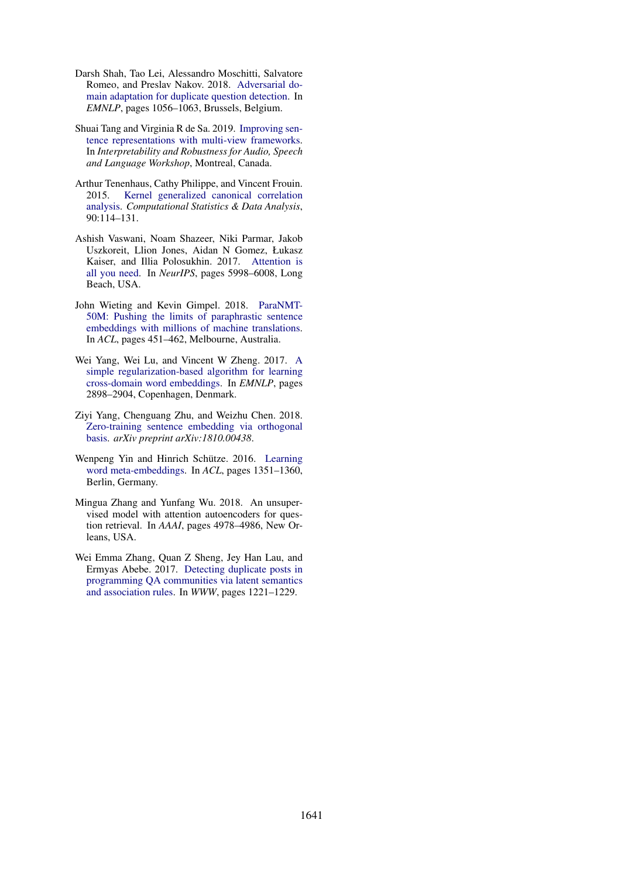Darsh Shah, Tao Lei, Alessandro Moschitti, Salvatore Romeo, and Preslav Nakov. 2018. Adversarial domain adaptation for duplicate question detection. In *EMNLP*, pages 1056–1063, Brussels, Belgium.

Shuai Tang and Virginia R de Sa. 2019. Improving sentence representations with multi-view frameworks. In *Interpretability and Robustness for Audio, Speech and Language Workshop*, Montreal, Canada.

Arthur Tenenhaus, Cathy Philippe, and Vincent Frouin. 2015. Kernel generalized canonical correlation analysis. *Computational Statistics & Data Analysis*, 90:114–131.

Ashish Vaswani, Noam Shazeer, Niki Parmar, Jakob Uszkoreit, Llion Jones, Aidan N Gomez, Łukasz Kaiser, and Illia Polosukhin. 2017. Attention is all you need. In *NeurIPS*, pages 5998–6008, Long Beach, USA.

John Wieting and Kevin Gimpel. 2018. ParaNMT-50M: Pushing the limits of paraphrastic sentence embeddings with millions of machine translations. In *ACL*, pages 451–462, Melbourne, Australia.

Wei Yang, Wei Lu, and Vincent W Zheng. 2017. A simple regularization-based algorithm for learning cross-domain word embeddings. In *EMNLP*, pages 2898–2904, Copenhagen, Denmark.

Ziyi Yang, Chenguang Zhu, and Weizhu Chen. 2018. Zero-training sentence embedding via orthogonal basis. *arXiv preprint arXiv:1810.00438*.

Wenpeng Yin and Hinrich Schütze. 2016. Learning word meta-embeddings. In *ACL*, pages 1351–1360, Berlin, Germany.

Mingua Zhang and Yunfang Wu. 2018. An unsupervised model with attention autoencoders for question retrieval. In *AAAI*, pages 4978–4986, New Orleans, USA.

Wei Emma Zhang, Quan Z Sheng, Jey Han Lau, and Ermyas Abebe. 2017. Detecting duplicate posts in programming QA communities via latent semantics and association rules. In *WWW*, pages 1221–1229.